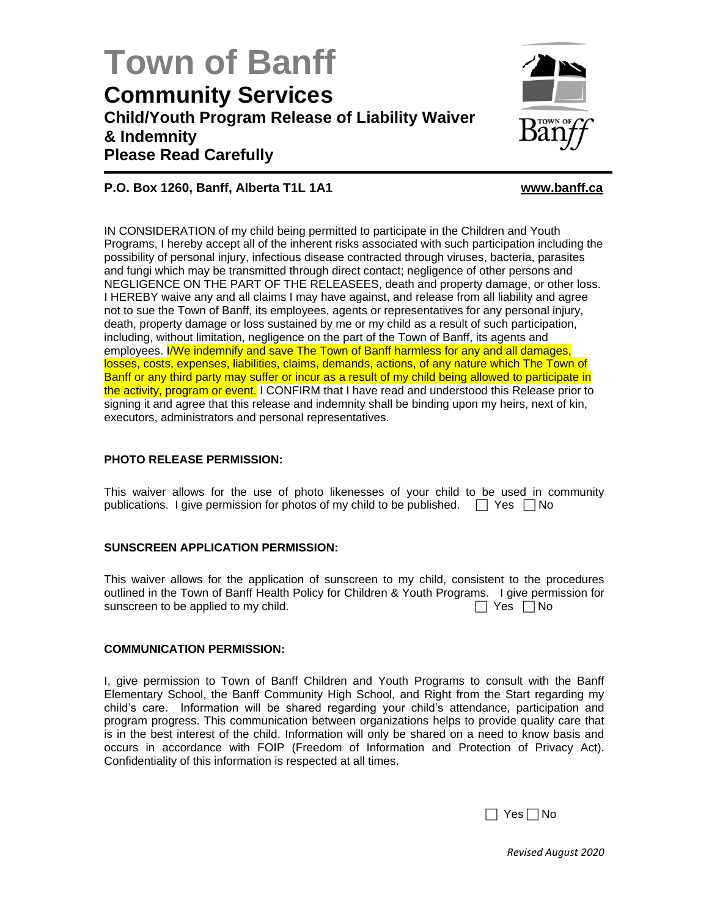# Town of Banff

## Community Services

### Child/Youth Program Release of Liability Waiver & Indemnity

### Please Read Carefully

**P.O. Box 1260, Banff, Alberta T1L 1A1** **www.banff.ca**

IN CONSIDERATION of my child being permitted to participate in the Children and Youth Programs, I hereby accept all of the inherent risks associated with such participation including the possibility of personal injury, infectious disease contracted through viruses, bacteria, parasites and fungi which may be transmitted through direct contact; negligence of other persons and NEGLIGENCE ON THE PART OF THE RELEASEES, death and property damage, or other loss. I HEREBY waive any and all claims I may have against, and release from all liability and agree not to sue the Town of Banff, its employees, agents or representatives for any personal injury, death, property damage or loss sustained by me or my child as a result of such participation, including, without limitation, negligence on the part of the Town of Banff, its agents and employees. I/We indemnify and save The Town of Banff harmless for any and all damages, losses, costs, expenses, liabilities, claims, demands, actions, of any nature which The Town of Banff or any third party may suffer or incur as a result of my child being allowed to participate in the activity, program or event. I CONFIRM that I have read and understood this Release prior to signing it and agree that this release and indemnity shall be binding upon my heirs, next of kin, executors, administrators and personal representatives.

**PHOTO RELEASE PERMISSION:**

This waiver allows for the use of photo likenesses of your child to be used in community publications. I give permission for photos of my child to be published. ☐ Yes ☐ No

**SUNSCREEN APPLICATION PERMISSION:**

This waiver allows for the application of sunscreen to my child, consistent to the procedures outlined in the Town of Banff Health Policy for Children & Youth Programs. I give permission for sunscreen to be applied to my child. ☐ Yes ☐ No

**COMMUNICATION PERMISSION:**

I, give permission to Town of Banff Children and Youth Programs to consult with the Banff Elementary School, the Banff Community High School, and Right from the Start regarding my child's care. Information will be shared regarding your child's attendance, participation and program progress. This communication between organizations helps to provide quality care that is in the best interest of the child. Information will only be shared on a need to know basis and occurs in accordance with FOIP (Freedom of Information and Protection of Privacy Act). Confidentiality of this information is respected at all times.

☐ Yes ☐ No

*Revised August 2020*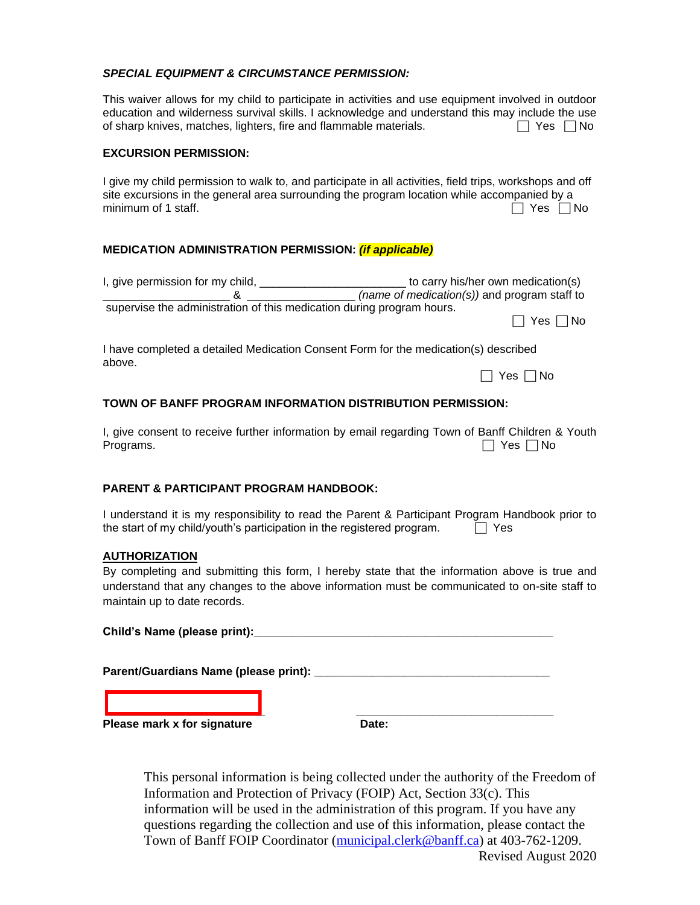***SPECIAL EQUIPMENT & CIRCUMSTANCE PERMISSION:***

This waiver allows for my child to participate in activities and use equipment involved in outdoor education and wilderness survival skills. I acknowledge and understand this may include the use of sharp knives, matches, lighters, fire and flammable materials. ☐ Yes ☐ No

**EXCURSION PERMISSION:**

I give my child permission to walk to, and participate in all activities, field trips, workshops and off site excursions in the general area surrounding the program location while accompanied by a minimum of 1 staff. ☐ Yes ☐ No

**MEDICATION ADMINISTRATION PERMISSION: *(if applicable)***

I, give permission for my child, ______________________ to carry his/her own medication(s) ___________________ & ________________ *(name of medication(s))* and program staff to supervise the administration of this medication during program hours.

☐ Yes ☐ No

I have completed a detailed Medication Consent Form for the medication(s) described above.

☐ Yes ☐ No

**TOWN OF BANFF PROGRAM INFORMATION DISTRIBUTION PERMISSION:**

I, give consent to receive further information by email regarding Town of Banff Children & Youth Programs. ☐ Yes ☐ No

**PARENT & PARTICIPANT PROGRAM HANDBOOK:**

I understand it is my responsibility to read the Parent & Participant Program Handbook prior to the start of my child/youth's participation in the registered program. ☐ Yes

**AUTHORIZATION**

By completing and submitting this form, I hereby state that the information above is true and understand that any changes to the above information must be communicated to on-site staff to maintain up to date records.

**Child's Name (please print):**____________________________________________

**Parent/Guardians Name (please print):** ___________________________________

________________________ ______________________________

**Please mark x for signature** **Date:**

This personal information is being collected under the authority of the Freedom of Information and Protection of Privacy (FOIP) Act, Section 33(c). This information will be used in the administration of this program. If you have any questions regarding the collection and use of this information, please contact the Town of Banff FOIP Coordinator (municipal.clerk@banff.ca) at 403-762-1209.

Revised August 2020